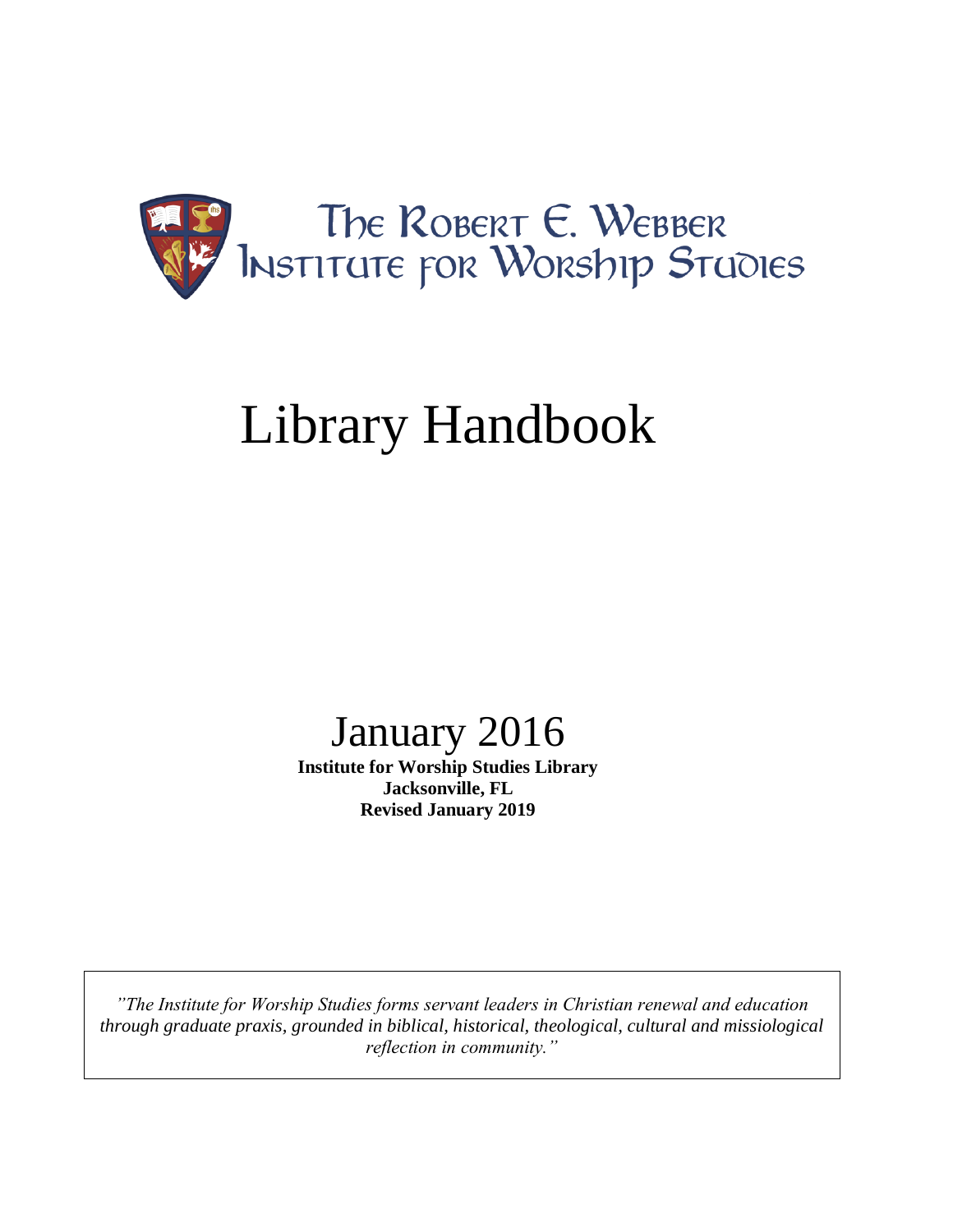The Robert E. Webber Institute for Worship Studies

# Library Handbook

## January 2016

**Institute for Worship Studies Library**
**Jacksonville, FL**
**Revised January 2019**

*"The Institute for Worship Studies forms servant leaders in Christian renewal and education through graduate praxis, grounded in biblical, historical, theological, cultural and missiological reflection in community."*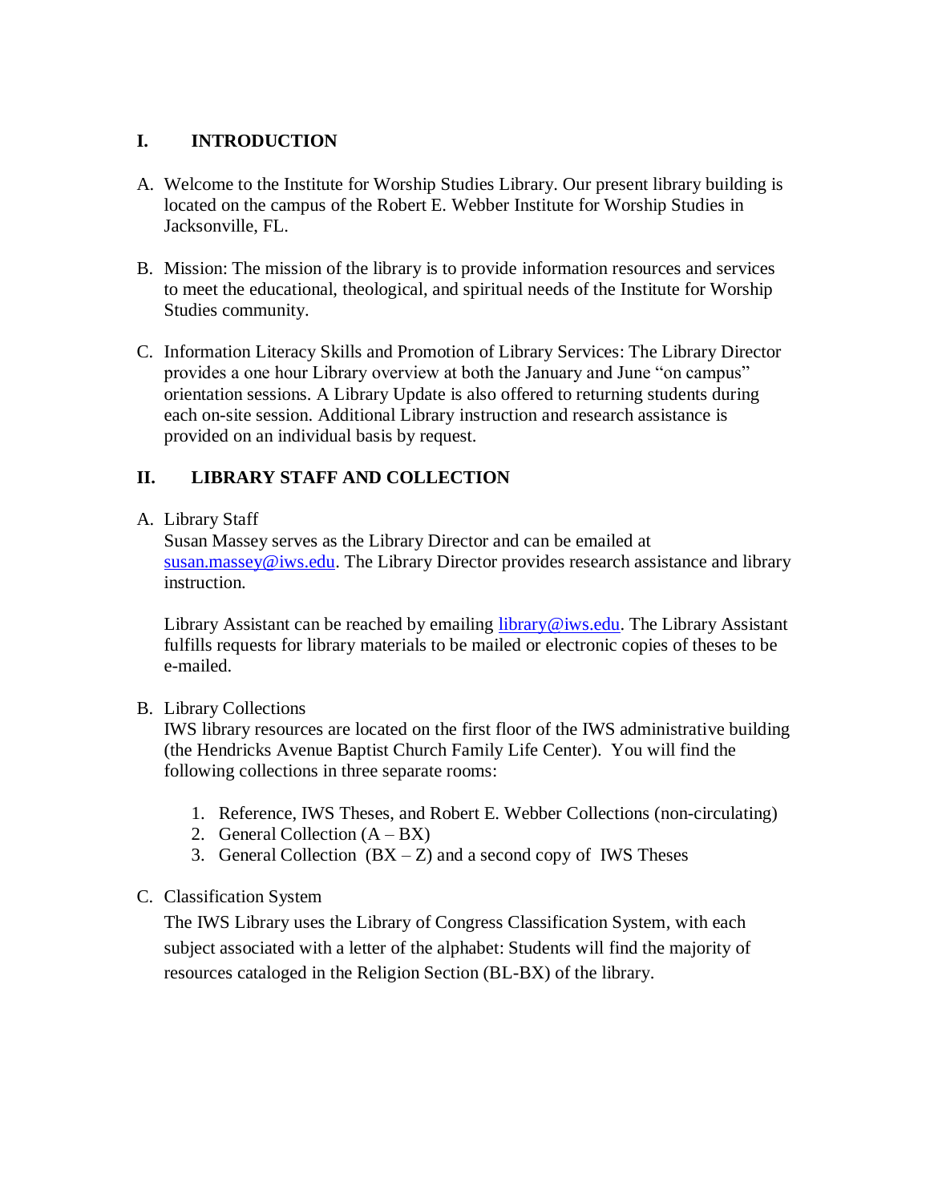## I. INTRODUCTION

A. Welcome to the Institute for Worship Studies Library. Our present library building is located on the campus of the Robert E. Webber Institute for Worship Studies in Jacksonville, FL.

B. Mission: The mission of the library is to provide information resources and services to meet the educational, theological, and spiritual needs of the Institute for Worship Studies community.

C. Information Literacy Skills and Promotion of Library Services: The Library Director provides a one hour Library overview at both the January and June "on campus" orientation sessions. A Library Update is also offered to returning students during each on-site session. Additional Library instruction and research assistance is provided on an individual basis by request.

## II. LIBRARY STAFF AND COLLECTION

A. Library Staff

Susan Massey serves as the Library Director and can be emailed at susan.massey@iws.edu. The Library Director provides research assistance and library instruction.

Library Assistant can be reached by emailing library@iws.edu. The Library Assistant fulfills requests for library materials to be mailed or electronic copies of theses to be e-mailed.

B. Library Collections

IWS library resources are located on the first floor of the IWS administrative building (the Hendricks Avenue Baptist Church Family Life Center). You will find the following collections in three separate rooms:

1. Reference, IWS Theses, and Robert E. Webber Collections (non-circulating)
2. General Collection (A – BX)
3. General Collection (BX – Z) and a second copy of IWS Theses

C. Classification System

The IWS Library uses the Library of Congress Classification System, with each subject associated with a letter of the alphabet: Students will find the majority of resources cataloged in the Religion Section (BL-BX) of the library.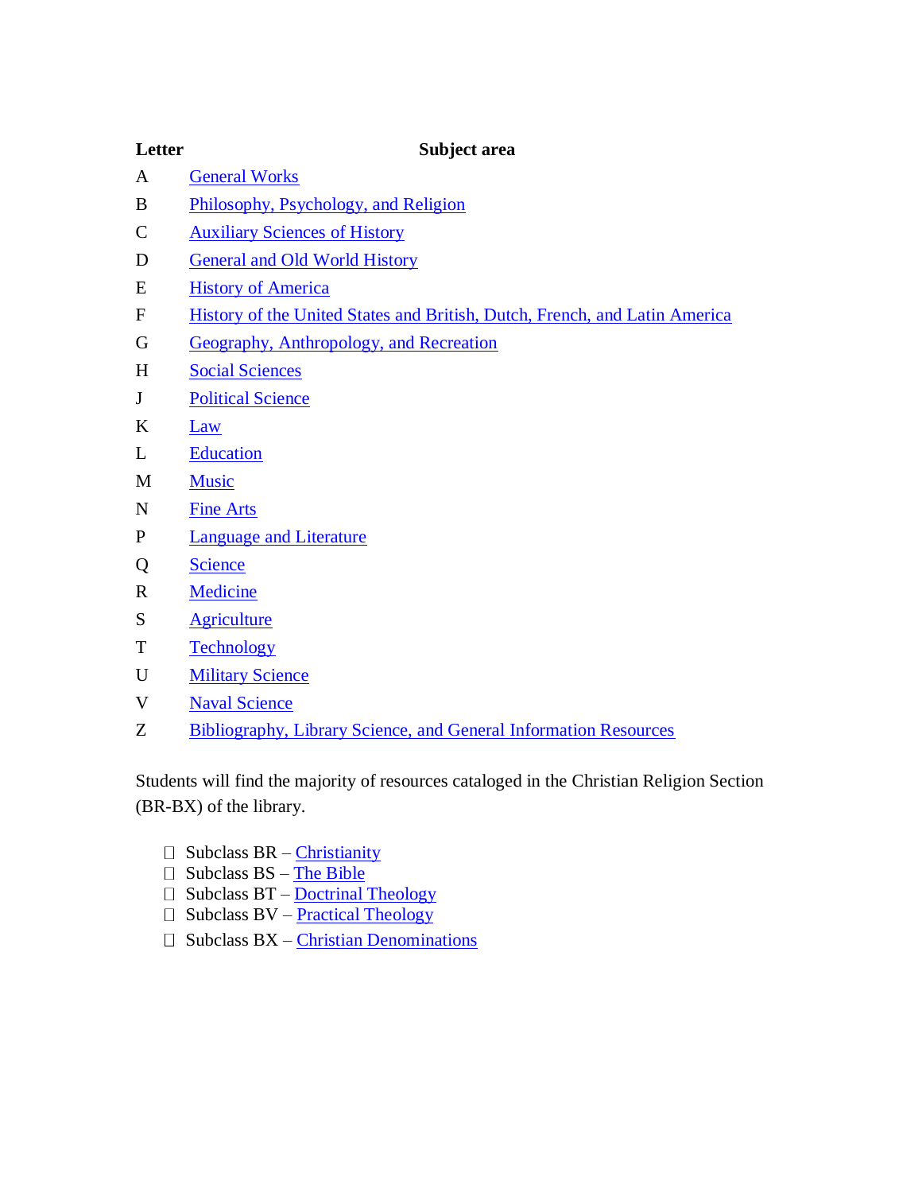| Letter | Subject area |
| --- | --- |
| A | General Works |
| B | Philosophy, Psychology, and Religion |
| C | Auxiliary Sciences of History |
| D | General and Old World History |
| E | History of America |
| F | History of the United States and British, Dutch, French, and Latin America |
| G | Geography, Anthropology, and Recreation |
| H | Social Sciences |
| J | Political Science |
| K | Law |
| L | Education |
| M | Music |
| N | Fine Arts |
| P | Language and Literature |
| Q | Science |
| R | Medicine |
| S | Agriculture |
| T | Technology |
| U | Military Science |
| V | Naval Science |
| Z | Bibliography, Library Science, and General Information Resources |

Students will find the majority of resources cataloged in the Christian Religion Section (BR-BX) of the library.

- Subclass BR – Christianity
- Subclass BS – The Bible
- Subclass BT – Doctrinal Theology
- Subclass BV – Practical Theology
- Subclass BX – Christian Denominations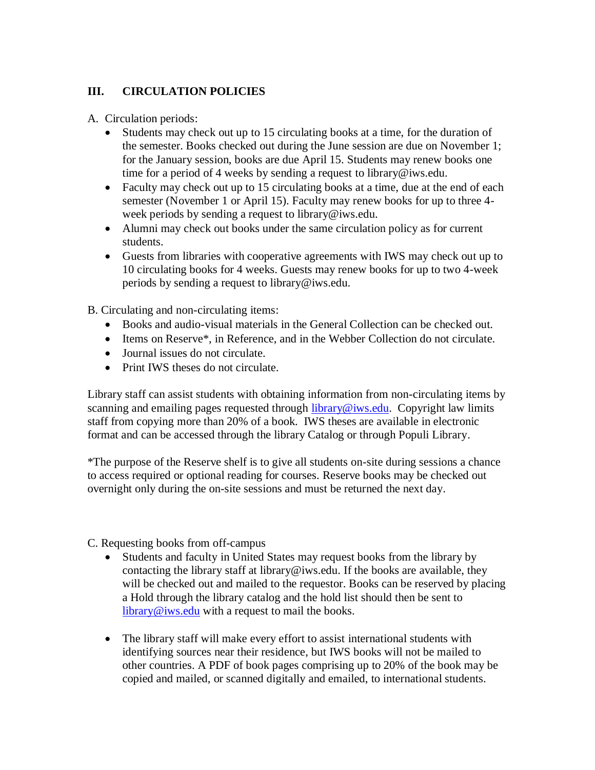## III. CIRCULATION POLICIES

A. Circulation periods:

- Students may check out up to 15 circulating books at a time, for the duration of the semester. Books checked out during the June session are due on November 1; for the January session, books are due April 15. Students may renew books one time for a period of 4 weeks by sending a request to library@iws.edu.
- Faculty may check out up to 15 circulating books at a time, due at the end of each semester (November 1 or April 15). Faculty may renew books for up to three 4-week periods by sending a request to library@iws.edu.
- Alumni may check out books under the same circulation policy as for current students.
- Guests from libraries with cooperative agreements with IWS may check out up to 10 circulating books for 4 weeks. Guests may renew books for up to two 4-week periods by sending a request to library@iws.edu.

B. Circulating and non-circulating items:

- Books and audio-visual materials in the General Collection can be checked out.
- Items on Reserve*, in Reference, and in the Webber Collection do not circulate.
- Journal issues do not circulate.
- Print IWS theses do not circulate.

Library staff can assist students with obtaining information from non-circulating items by scanning and emailing pages requested through [library@iws.edu](mailto:library@iws.edu). Copyright law limits staff from copying more than 20% of a book. IWS theses are available in electronic format and can be accessed through the library Catalog or through Populi Library.

*The purpose of the Reserve shelf is to give all students on-site during sessions a chance to access required or optional reading for courses. Reserve books may be checked out overnight only during the on-site sessions and must be returned the next day.

C. Requesting books from off-campus

- Students and faculty in United States may request books from the library by contacting the library staff at library@iws.edu. If the books are available, they will be checked out and mailed to the requestor. Books can be reserved by placing a Hold through the library catalog and the hold list should then be sent to [library@iws.edu](mailto:library@iws.edu) with a request to mail the books.

- The library staff will make every effort to assist international students with identifying sources near their residence, but IWS books will not be mailed to other countries. A PDF of book pages comprising up to 20% of the book may be copied and mailed, or scanned digitally and emailed, to international students.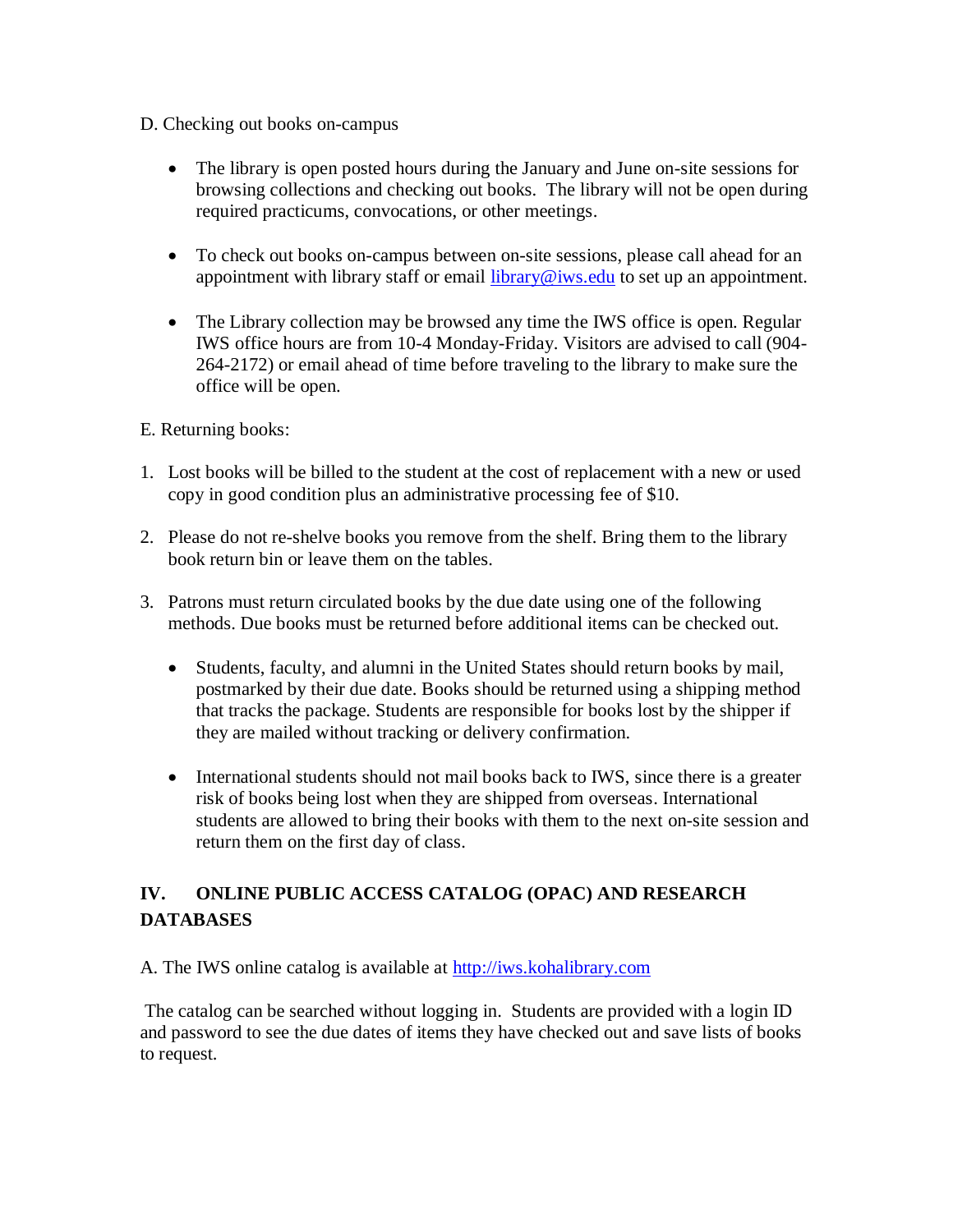D. Checking out books on-campus

- The library is open posted hours during the January and June on-site sessions for browsing collections and checking out books. The library will not be open during required practicums, convocations, or other meetings.

- To check out books on-campus between on-site sessions, please call ahead for an appointment with library staff or email library@iws.edu to set up an appointment.

- The Library collection may be browsed any time the IWS office is open. Regular IWS office hours are from 10-4 Monday-Friday. Visitors are advised to call (904-264-2172) or email ahead of time before traveling to the library to make sure the office will be open.

E. Returning books:

1. Lost books will be billed to the student at the cost of replacement with a new or used copy in good condition plus an administrative processing fee of $10.

2. Please do not re-shelve books you remove from the shelf. Bring them to the library book return bin or leave them on the tables.

3. Patrons must return circulated books by the due date using one of the following methods. Due books must be returned before additional items can be checked out.

   - Students, faculty, and alumni in the United States should return books by mail, postmarked by their due date. Books should be returned using a shipping method that tracks the package. Students are responsible for books lost by the shipper if they are mailed without tracking or delivery confirmation.

   - International students should not mail books back to IWS, since there is a greater risk of books being lost when they are shipped from overseas. International students are allowed to bring their books with them to the next on-site session and return them on the first day of class.

## IV. ONLINE PUBLIC ACCESS CATALOG (OPAC) AND RESEARCH DATABASES

A. The IWS online catalog is available at http://iws.kohalibrary.com

The catalog can be searched without logging in. Students are provided with a login ID and password to see the due dates of items they have checked out and save lists of books to request.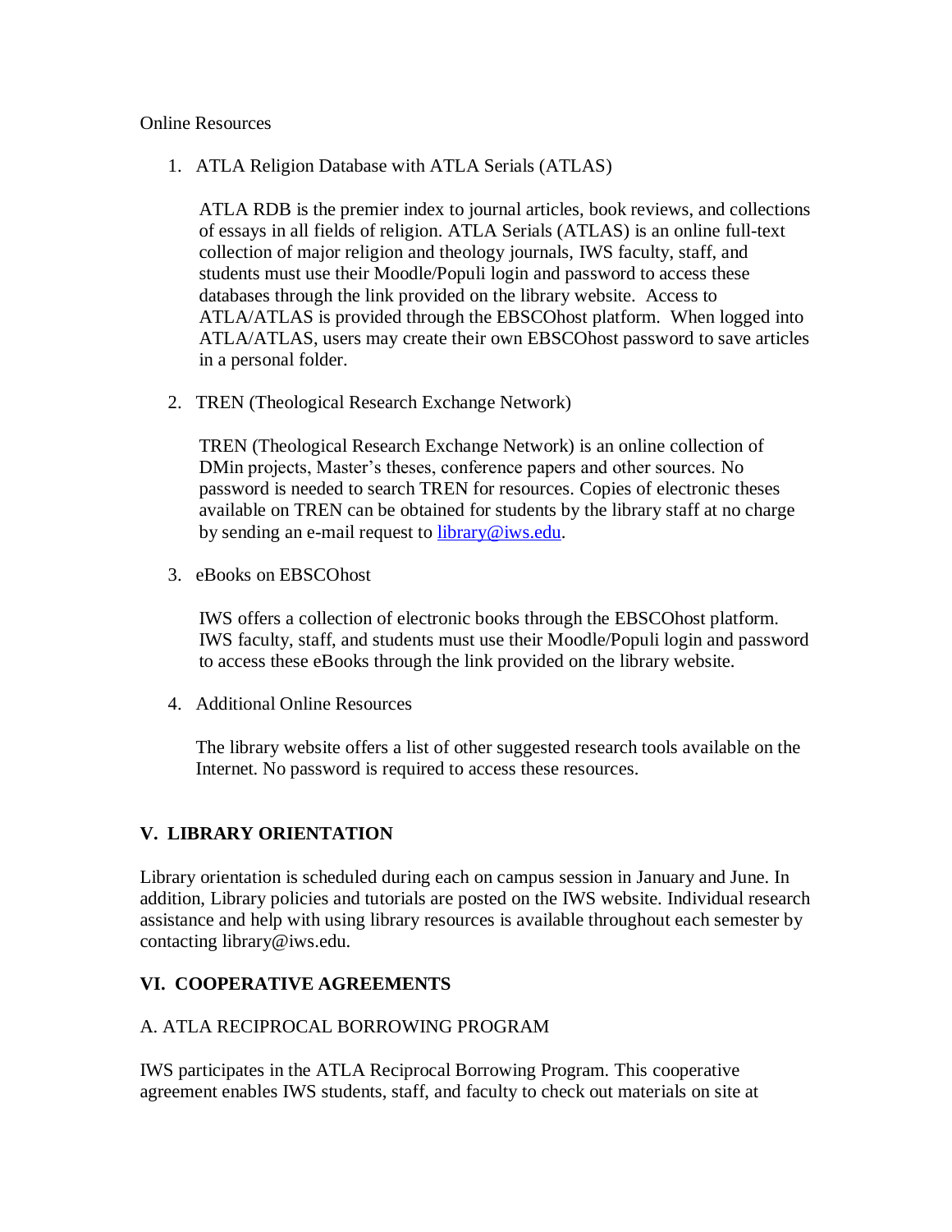Online Resources

1. ATLA Religion Database with ATLA Serials (ATLAS)

   ATLA RDB is the premier index to journal articles, book reviews, and collections of essays in all fields of religion. ATLA Serials (ATLAS) is an online full-text collection of major religion and theology journals, IWS faculty, staff, and students must use their Moodle/Populi login and password to access these databases through the link provided on the library website. Access to ATLA/ATLAS is provided through the EBSCOhost platform. When logged into ATLA/ATLAS, users may create their own EBSCOhost password to save articles in a personal folder.

2. TREN (Theological Research Exchange Network)

   TREN (Theological Research Exchange Network) is an online collection of DMin projects, Master's theses, conference papers and other sources. No password is needed to search TREN for resources. Copies of electronic theses available on TREN can be obtained for students by the library staff at no charge by sending an e-mail request to [library@iws.edu](mailto:library@iws.edu).

3. eBooks on EBSCOhost

   IWS offers a collection of electronic books through the EBSCOhost platform. IWS faculty, staff, and students must use their Moodle/Populi login and password to access these eBooks through the link provided on the library website.

4. Additional Online Resources

   The library website offers a list of other suggested research tools available on the Internet. No password is required to access these resources.

## V. LIBRARY ORIENTATION

Library orientation is scheduled during each on campus session in January and June. In addition, Library policies and tutorials are posted on the IWS website. Individual research assistance and help with using library resources is available throughout each semester by contacting library@iws.edu.

## VI. COOPERATIVE AGREEMENTS

### A. ATLA RECIPROCAL BORROWING PROGRAM

IWS participates in the ATLA Reciprocal Borrowing Program. This cooperative agreement enables IWS students, staff, and faculty to check out materials on site at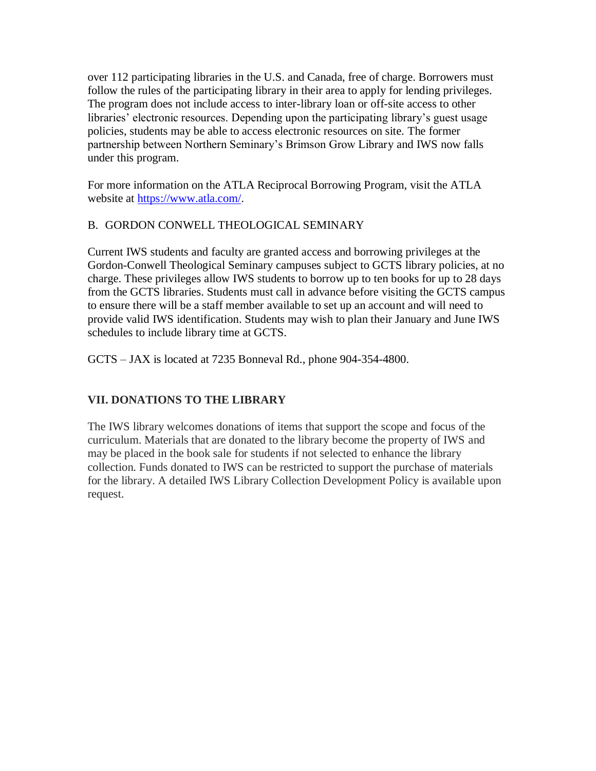over 112 participating libraries in the U.S. and Canada, free of charge. Borrowers must follow the rules of the participating library in their area to apply for lending privileges. The program does not include access to inter-library loan or off-site access to other libraries' electronic resources. Depending upon the participating library's guest usage policies, students may be able to access electronic resources on site. The former partnership between Northern Seminary's Brimson Grow Library and IWS now falls under this program.

For more information on the ATLA Reciprocal Borrowing Program, visit the ATLA website at [https://www.atla.com/](https://www.atla.com/).

### B. GORDON CONWELL THEOLOGICAL SEMINARY

Current IWS students and faculty are granted access and borrowing privileges at the Gordon-Conwell Theological Seminary campuses subject to GCTS library policies, at no charge. These privileges allow IWS students to borrow up to ten books for up to 28 days from the GCTS libraries. Students must call in advance before visiting the GCTS campus to ensure there will be a staff member available to set up an account and will need to provide valid IWS identification. Students may wish to plan their January and June IWS schedules to include library time at GCTS.

GCTS – JAX is located at 7235 Bonneval Rd., phone 904-354-4800.

## VII. DONATIONS TO THE LIBRARY

The IWS library welcomes donations of items that support the scope and focus of the curriculum. Materials that are donated to the library become the property of IWS and may be placed in the book sale for students if not selected to enhance the library collection. Funds donated to IWS can be restricted to support the purchase of materials for the library. A detailed IWS Library Collection Development Policy is available upon request.